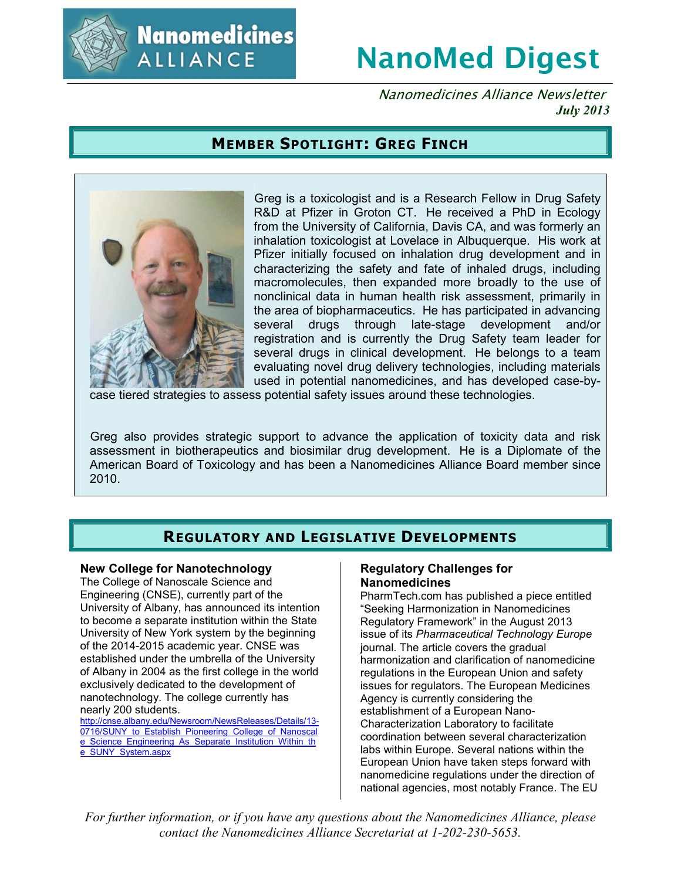# Nanomedicines ALLIANCE

# NanoMed Digest

*Nanomedicines Alliance Newsletter*
***July 2013***

## MEMBER SPOTLIGHT: GREG FINCH

Greg is a toxicologist and is a Research Fellow in Drug Safety R&D at Pfizer in Groton CT. He received a PhD in Ecology from the University of California, Davis CA, and was formerly an inhalation toxicologist at Lovelace in Albuquerque. His work at Pfizer initially focused on inhalation drug development and in characterizing the safety and fate of inhaled drugs, including macromolecules, then expanded more broadly to the use of nonclinical data in human health risk assessment, primarily in the area of biopharmaceutics. He has participated in advancing several drugs through late-stage development and/or registration and is currently the Drug Safety team leader for several drugs in clinical development. He belongs to a team evaluating novel drug delivery technologies, including materials used in potential nanomedicines, and has developed case-by-case tiered strategies to assess potential safety issues around these technologies.

Greg also provides strategic support to advance the application of toxicity data and risk assessment in biotherapeutics and biosimilar drug development. He is a Diplomate of the American Board of Toxicology and has been a Nanomedicines Alliance Board member since 2010.

## REGULATORY AND LEGISLATIVE DEVELOPMENTS

### New College for Nanotechnology

The College of Nanoscale Science and Engineering (CNSE), currently part of the University of Albany, has announced its intention to become a separate institution within the State University of New York system by the beginning of the 2014-2015 academic year. CNSE was established under the umbrella of the University of Albany in 2004 as the first college in the world exclusively dedicated to the development of nanotechnology. The college currently has nearly 200 students.

http://cnse.albany.edu/Newsroom/NewsReleases/Details/13-0716/SUNY_to_Establish_Pioneering_College_of_Nanoscale_Science_Engineering_As_Separate_Institution_Within_the_SUNY_System.aspx

### Regulatory Challenges for Nanomedicines

PharmTech.com has published a piece entitled "Seeking Harmonization in Nanomedicines Regulatory Framework" in the August 2013 issue of its *Pharmaceutical Technology Europe* journal. The article covers the gradual harmonization and clarification of nanomedicine regulations in the European Union and safety issues for regulators. The European Medicines Agency is currently considering the establishment of a European Nano-Characterization Laboratory to facilitate coordination between several characterization labs within Europe. Several nations within the European Union have taken steps forward with nanomedicine regulations under the direction of national agencies, most notably France. The EU

*For further information, or if you have any questions about the Nanomedicines Alliance, please contact the Nanomedicines Alliance Secretariat at 1-202-230-5653.*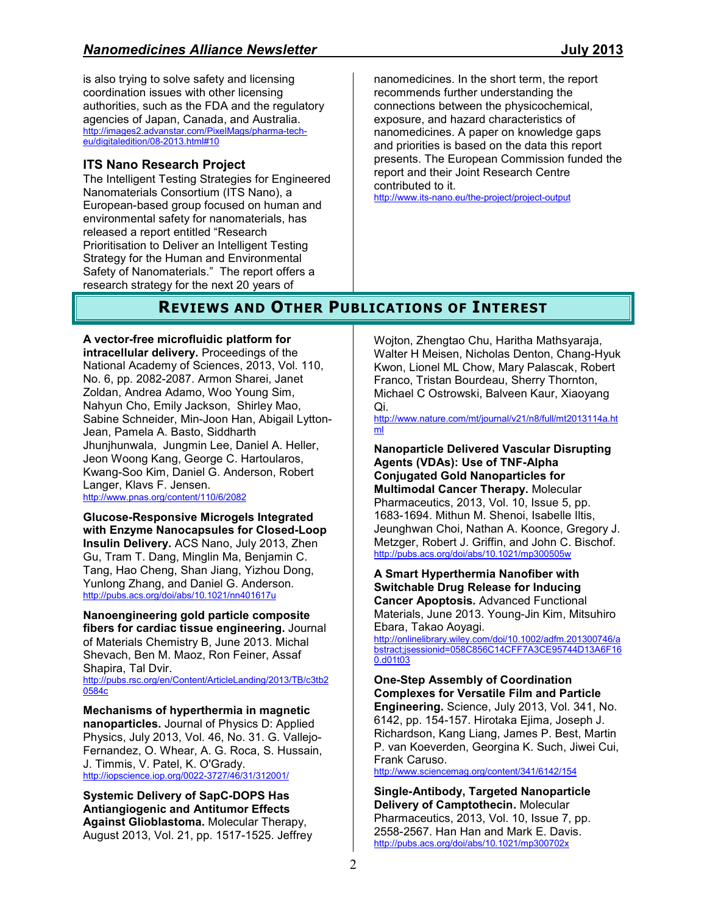is also trying to solve safety and licensing coordination issues with other licensing authorities, such as the FDA and the regulatory agencies of Japan, Canada, and Australia.
http://images2.advanstar.com/PixelMags/pharma-tech-eu/digitaledition/08-2013.html#10

### ITS Nano Research Project

The Intelligent Testing Strategies for Engineered Nanomaterials Consortium (ITS Nano), a European-based group focused on human and environmental safety for nanomaterials, has released a report entitled "Research Prioritisation to Deliver an Intelligent Testing Strategy for the Human and Environmental Safety of Nanomaterials." The report offers a research strategy for the next 20 years of nanomedicines. In the short term, the report recommends further understanding the connections between the physicochemical, exposure, and hazard characteristics of nanomedicines. A paper on knowledge gaps and priorities is based on the data this report presents. The European Commission funded the report and their Joint Research Centre contributed to it.
http://www.its-nano.eu/the-project/project-output

## Reviews and Other Publications of Interest

**A vector-free microfluidic platform for intracellular delivery.** Proceedings of the National Academy of Sciences, 2013, Vol. 110, No. 6, pp. 2082-2087. Armon Sharei, Janet Zoldan, Andrea Adamo, Woo Young Sim, Nahyun Cho, Emily Jackson, Shirley Mao, Sabine Schneider, Min-Joon Han, Abigail Lytton-Jean, Pamela A. Basto, Siddharth Jhunjhunwala, Jungmin Lee, Daniel A. Heller, Jeon Woong Kang, George C. Hartoularos, Kwang-Soo Kim, Daniel G. Anderson, Robert Langer, Klavs F. Jensen.
http://www.pnas.org/content/110/6/2082

**Glucose-Responsive Microgels Integrated with Enzyme Nanocapsules for Closed-Loop Insulin Delivery.** ACS Nano, July 2013, Zhen Gu, Tram T. Dang, Minglin Ma, Benjamin C. Tang, Hao Cheng, Shan Jiang, Yizhou Dong, Yunlong Zhang, and Daniel G. Anderson.
http://pubs.acs.org/doi/abs/10.1021/nn401617u

**Nanoengineering gold particle composite fibers for cardiac tissue engineering.** Journal of Materials Chemistry B, June 2013. Michal Shevach, Ben M. Maoz, Ron Feiner, Assaf Shapira, Tal Dvir.
http://pubs.rsc.org/en/Content/ArticleLanding/2013/TB/c3tb20584c

**Mechanisms of hyperthermia in magnetic nanoparticles.** Journal of Physics D: Applied Physics, July 2013, Vol. 46, No. 31. G. Vallejo-Fernandez, O. Whear, A. G. Roca, S. Hussain, J. Timmis, V. Patel, K. O'Grady.
http://iopscience.iop.org/0022-3727/46/31/312001/

**Systemic Delivery of SapC-DOPS Has Antiangiogenic and Antitumor Effects Against Glioblastoma.** Molecular Therapy, August 2013, Vol. 21, pp. 1517-1525. Jeffrey Wojton, Zhengtao Chu, Haritha Mathsyaraja, Walter H Meisen, Nicholas Denton, Chang-Hyuk Kwon, Lionel ML Chow, Mary Palascak, Robert Franco, Tristan Bourdeau, Sherry Thornton, Michael C Ostrowski, Balveen Kaur, Xiaoyang Qi.
http://www.nature.com/mt/journal/v21/n8/full/mt2013114a.html

**Nanoparticle Delivered Vascular Disrupting Agents (VDAs): Use of TNF-Alpha Conjugated Gold Nanoparticles for Multimodal Cancer Therapy.** Molecular Pharmaceutics, 2013, Vol. 10, Issue 5, pp. 1683-1694. Mithun M. Shenoi, Isabelle Iltis, Jeunghwan Choi, Nathan A. Koonce, Gregory J. Metzger, Robert J. Griffin, and John C. Bischof.
http://pubs.acs.org/doi/abs/10.1021/mp300505w

**A Smart Hyperthermia Nanofiber with Switchable Drug Release for Inducing Cancer Apoptosis.** Advanced Functional Materials, June 2013. Young-Jin Kim, Mitsuhiro Ebara, Takao Aoyagi.
http://onlinelibrary.wiley.com/doi/10.1002/adfm.201300746/abstract;jsessionid=058C856C14CFF7A3CE95744D13A6F160.d01t03

**One-Step Assembly of Coordination Complexes for Versatile Film and Particle Engineering.** Science, July 2013, Vol. 341, No. 6142, pp. 154-157. Hirotaka Ejima, Joseph J. Richardson, Kang Liang, James P. Best, Martin P. van Koeverden, Georgina K. Such, Jiwei Cui, Frank Caruso.
http://www.sciencemag.org/content/341/6142/154

**Single-Antibody, Targeted Nanoparticle Delivery of Camptothecin.** Molecular Pharmaceutics, 2013, Vol. 10, Issue 7, pp. 2558-2567. Han Han and Mark E. Davis.
http://pubs.acs.org/doi/abs/10.1021/mp300702x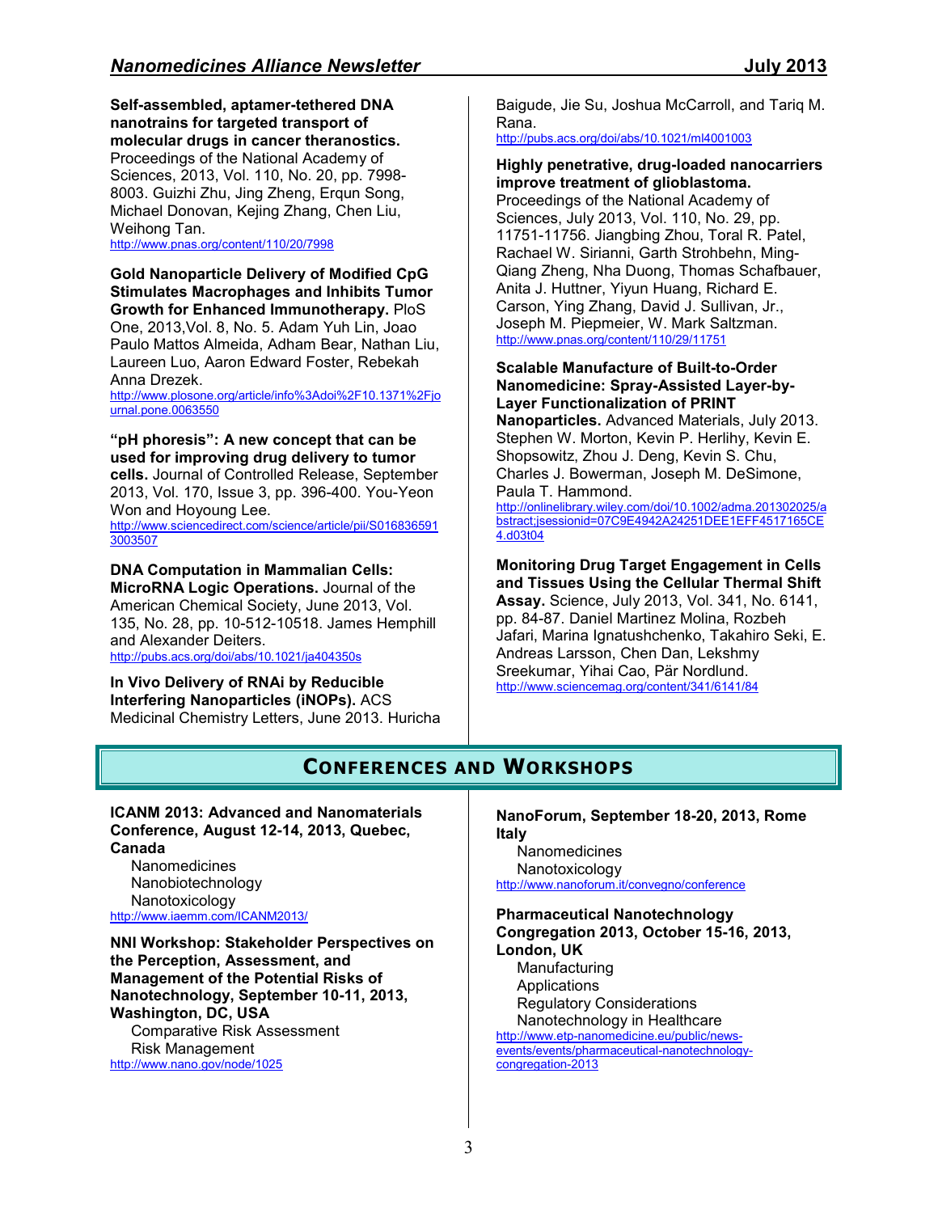**Self-assembled, aptamer-tethered DNA nanotrains for targeted transport of molecular drugs in cancer theranostics.** Proceedings of the National Academy of Sciences, 2013, Vol. 110, No. 20, pp. 7998-8003. Guizhi Zhu, Jing Zheng, Erqun Song, Michael Donovan, Kejing Zhang, Chen Liu, Weihong Tan.
http://www.pnas.org/content/110/20/7998

**Gold Nanoparticle Delivery of Modified CpG Stimulates Macrophages and Inhibits Tumor Growth for Enhanced Immunotherapy.** PloS One, 2013,Vol. 8, No. 5. Adam Yuh Lin, Joao Paulo Mattos Almeida, Adham Bear, Nathan Liu, Laureen Luo, Aaron Edward Foster, Rebekah Anna Drezek.
http://www.plosone.org/article/info%3Adoi%2F10.1371%2Fjournal.pone.0063550

**"pH phoresis": A new concept that can be used for improving drug delivery to tumor cells.** Journal of Controlled Release, September 2013, Vol. 170, Issue 3, pp. 396-400. You-Yeon Won and Hoyoung Lee.
http://www.sciencedirect.com/science/article/pii/S0168365913003507

**DNA Computation in Mammalian Cells: MicroRNA Logic Operations.** Journal of the American Chemical Society, June 2013, Vol. 135, No. 28, pp. 10-512-10518. James Hemphill and Alexander Deiters.
http://pubs.acs.org/doi/abs/10.1021/ja404350s

**In Vivo Delivery of RNAi by Reducible Interfering Nanoparticles (iNOPs).** ACS Medicinal Chemistry Letters, June 2013. Huricha Baigude, Jie Su, Joshua McCarroll, and Tariq M. Rana.
http://pubs.acs.org/doi/abs/10.1021/ml4001003

**Highly penetrative, drug-loaded nanocarriers improve treatment of glioblastoma.** Proceedings of the National Academy of Sciences, July 2013, Vol. 110, No. 29, pp. 11751-11756. Jiangbing Zhou, Toral R. Patel, Rachael W. Sirianni, Garth Strohbehn, Ming-Qiang Zheng, Nha Duong, Thomas Schafbauer, Anita J. Huttner, Yiyun Huang, Richard E. Carson, Ying Zhang, David J. Sullivan, Jr., Joseph M. Piepmeier, W. Mark Saltzman.
http://www.pnas.org/content/110/29/11751

**Scalable Manufacture of Built-to-Order Nanomedicine: Spray-Assisted Layer-by-Layer Functionalization of PRINT Nanoparticles.** Advanced Materials, July 2013. Stephen W. Morton, Kevin P. Herlihy, Kevin E. Shopsowitz, Zhou J. Deng, Kevin S. Chu, Charles J. Bowerman, Joseph M. DeSimone, Paula T. Hammond.
http://onlinelibrary.wiley.com/doi/10.1002/adma.201302025/abstract;jsessionid=07C9E4942A24251DEE1EFF4517165CE4.d03t04

**Monitoring Drug Target Engagement in Cells and Tissues Using the Cellular Thermal Shift Assay.** Science, July 2013, Vol. 341, No. 6141, pp. 84-87. Daniel Martinez Molina, Rozbeh Jafari, Marina Ignatushchenko, Takahiro Seki, E. Andreas Larsson, Chen Dan, Lekshmy Sreekumar, Yihai Cao, Pär Nordlund.
http://www.sciencemag.org/content/341/6141/84

## Conferences and Workshops

**ICANM 2013: Advanced and Nanomaterials Conference, August 12-14, 2013, Quebec, Canada**

- Nanomedicines
- Nanobiotechnology
- Nanotoxicology

http://www.iaemm.com/ICANM2013/

**NNI Workshop: Stakeholder Perspectives on the Perception, Assessment, and Management of the Potential Risks of Nanotechnology, September 10-11, 2013, Washington, DC, USA**

- Comparative Risk Assessment
- Risk Management

http://www.nano.gov/node/1025

**NanoForum, September 18-20, 2013, Rome Italy**

- Nanomedicines
- Nanotoxicology

http://www.nanoforum.it/convegno/conference

**Pharmaceutical Nanotechnology Congregation 2013, October 15-16, 2013, London, UK**

- Manufacturing
- Applications
- Regulatory Considerations
- Nanotechnology in Healthcare

http://www.etp-nanomedicine.eu/public/news-events/events/pharmaceutical-nanotechnology-congregation-2013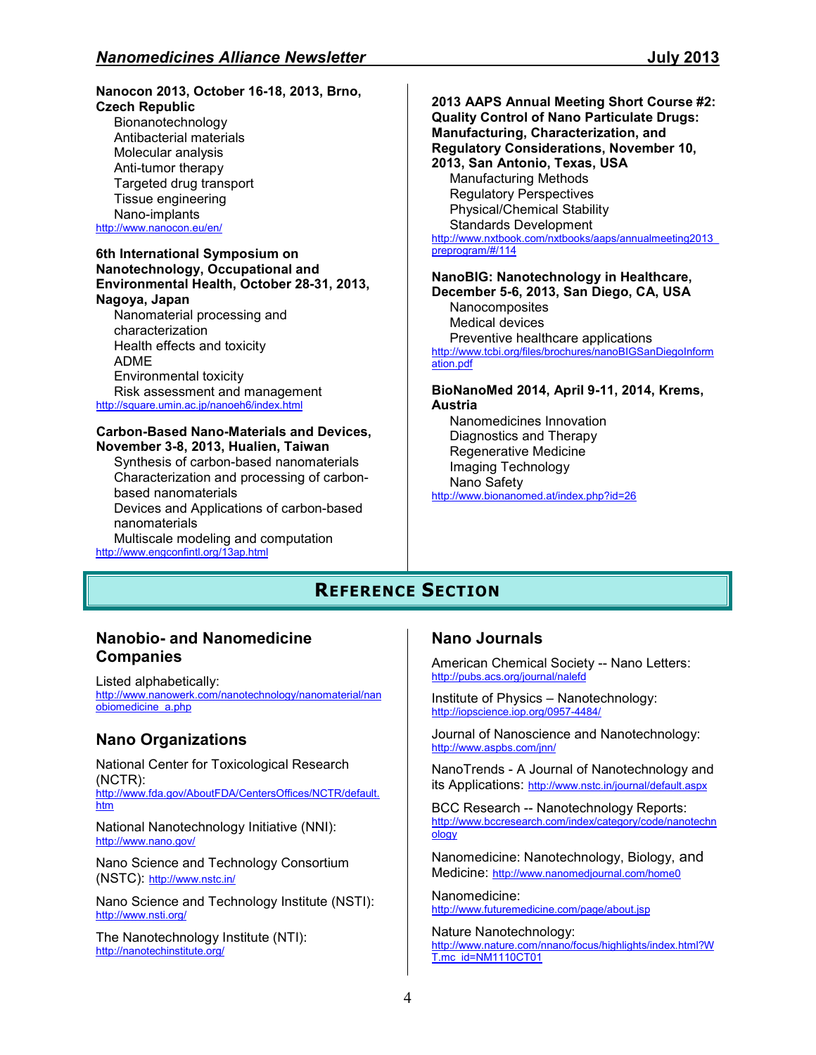**Nanocon 2013, October 16-18, 2013, Brno, Czech Republic**

- Bionanotechnology
- Antibacterial materials
- Molecular analysis
- Anti-tumor therapy
- Targeted drug transport
- Tissue engineering
- Nano-implants

http://www.nanocon.eu/en/

**6th International Symposium on Nanotechnology, Occupational and Environmental Health, October 28-31, 2013, Nagoya, Japan**

- Nanomaterial processing and characterization
- Health effects and toxicity
- ADME
- Environmental toxicity
- Risk assessment and management

http://square.umin.ac.jp/nanoeh6/index.html

**Carbon-Based Nano-Materials and Devices, November 3-8, 2013, Hualien, Taiwan**

- Synthesis of carbon-based nanomaterials
- Characterization and processing of carbon-based nanomaterials
- Devices and Applications of carbon-based nanomaterials
- Multiscale modeling and computation

http://www.engconfintl.org/13ap.html

**2013 AAPS Annual Meeting Short Course #2: Quality Control of Nano Particulate Drugs: Manufacturing, Characterization, and Regulatory Considerations, November 10, 2013, San Antonio, Texas, USA**

- Manufacturing Methods
- Regulatory Perspectives
- Physical/Chemical Stability
- Standards Development

http://www.nxtbook.com/nxtbooks/aaps/annualmeeting2013_preprogram/#/114

**NanoBIG: Nanotechnology in Healthcare, December 5-6, 2013, San Diego, CA, USA**

- Nanocomposites
- Medical devices
- Preventive healthcare applications

http://www.tcbi.org/files/brochures/nanoBIGSanDiegoInformation.pdf

**BioNanoMed 2014, April 9-11, 2014, Krems, Austria**

- Nanomedicines Innovation
- Diagnostics and Therapy
- Regenerative Medicine
- Imaging Technology
- Nano Safety

http://www.bionanomed.at/index.php?id=26

# Reference Section

## Nanobio- and Nanomedicine Companies

Listed alphabetically:
http://www.nanowerk.com/nanotechnology/nanomaterial/nanobiomedicine_a.php

## Nano Organizations

National Center for Toxicological Research (NCTR):
http://www.fda.gov/AboutFDA/CentersOffices/NCTR/default.htm

National Nanotechnology Initiative (NNI):
http://www.nano.gov/

Nano Science and Technology Consortium (NSTC): http://www.nstc.in/

Nano Science and Technology Institute (NSTI):
http://www.nsti.org/

The Nanotechnology Institute (NTI):
http://nanotechinstitute.org/

## Nano Journals

American Chemical Society -- Nano Letters:
http://pubs.acs.org/journal/nalefd

Institute of Physics – Nanotechnology:
http://iopscience.iop.org/0957-4484/

Journal of Nanoscience and Nanotechnology:
http://www.aspbs.com/jnn/

NanoTrends - A Journal of Nanotechnology and its Applications: http://www.nstc.in/journal/default.aspx

BCC Research -- Nanotechnology Reports:
http://www.bccresearch.com/index/category/code/nanotechnology

Nanomedicine: Nanotechnology, Biology, and Medicine: http://www.nanomedjournal.com/home0

Nanomedicine:
http://www.futuremedicine.com/page/about.jsp

Nature Nanotechnology:
http://www.nature.com/nnano/focus/highlights/index.html?WT.mc_id=NM1110CT01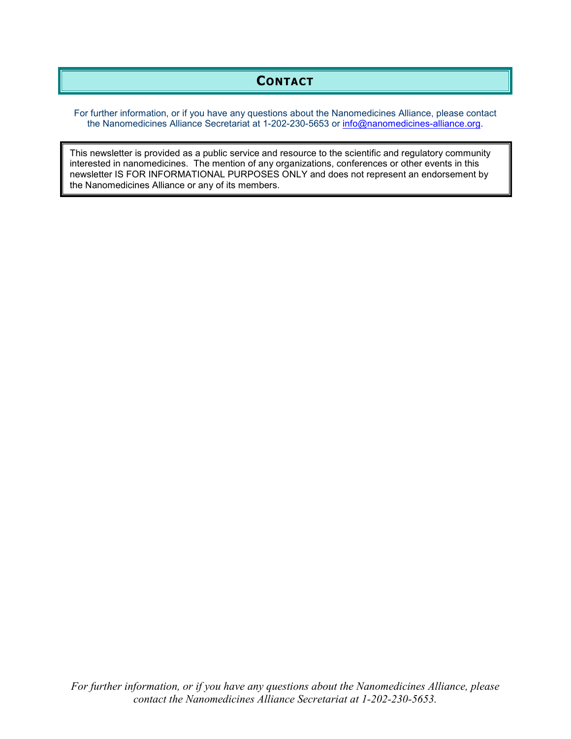## CONTACT

For further information, or if you have any questions about the Nanomedicines Alliance, please contact the Nanomedicines Alliance Secretariat at 1-202-230-5653 or info@nanomedicines-alliance.org.

This newsletter is provided as a public service and resource to the scientific and regulatory community interested in nanomedicines. The mention of any organizations, conferences or other events in this newsletter IS FOR INFORMATIONAL PURPOSES ONLY and does not represent an endorsement by the Nanomedicines Alliance or any of its members.